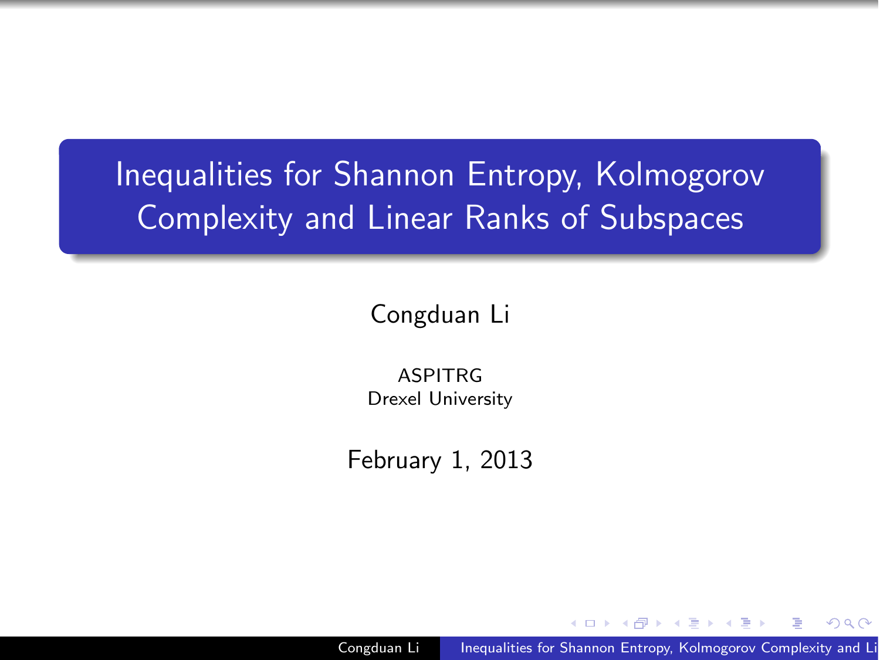# Inequalities for Shannon Entropy, Kolmogorov Complexity and Linear Ranks of Subspaces

Congduan Li

ASPITRG
Drexel University

February 1, 2013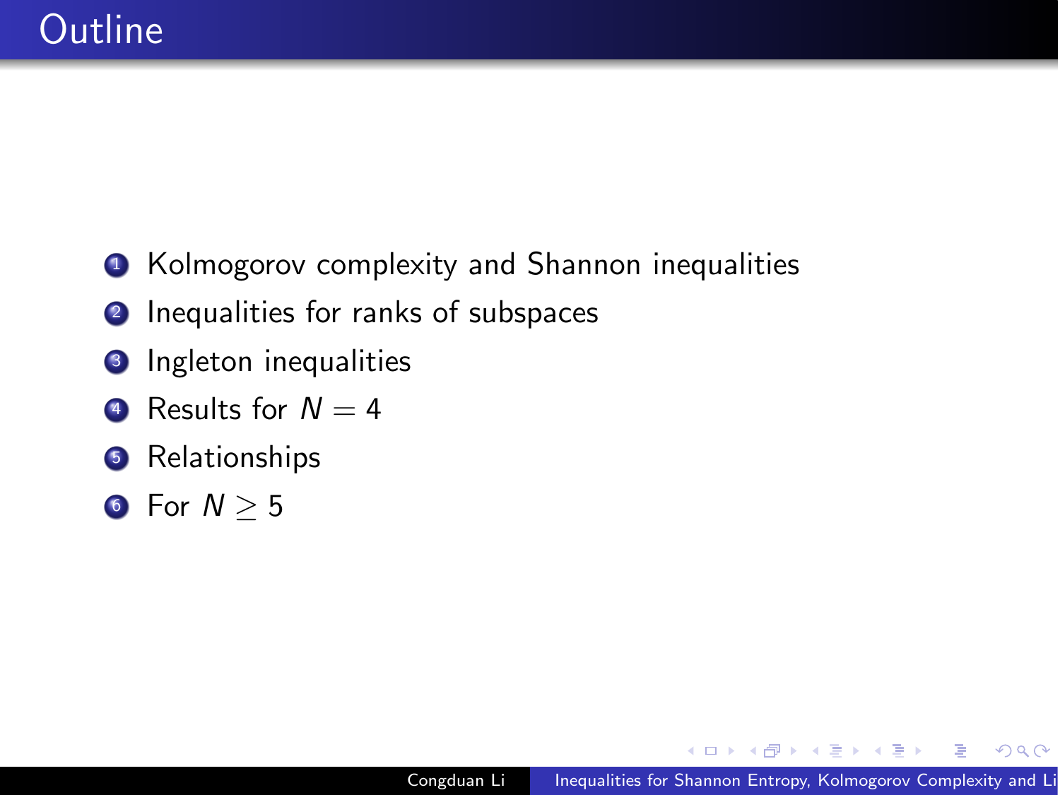# Outline

1. Kolmogorov complexity and Shannon inequalities
2. Inequalities for ranks of subspaces
3. Ingleton inequalities
4. Results for $N = 4$
5. Relationships
6. For $N \geq 5$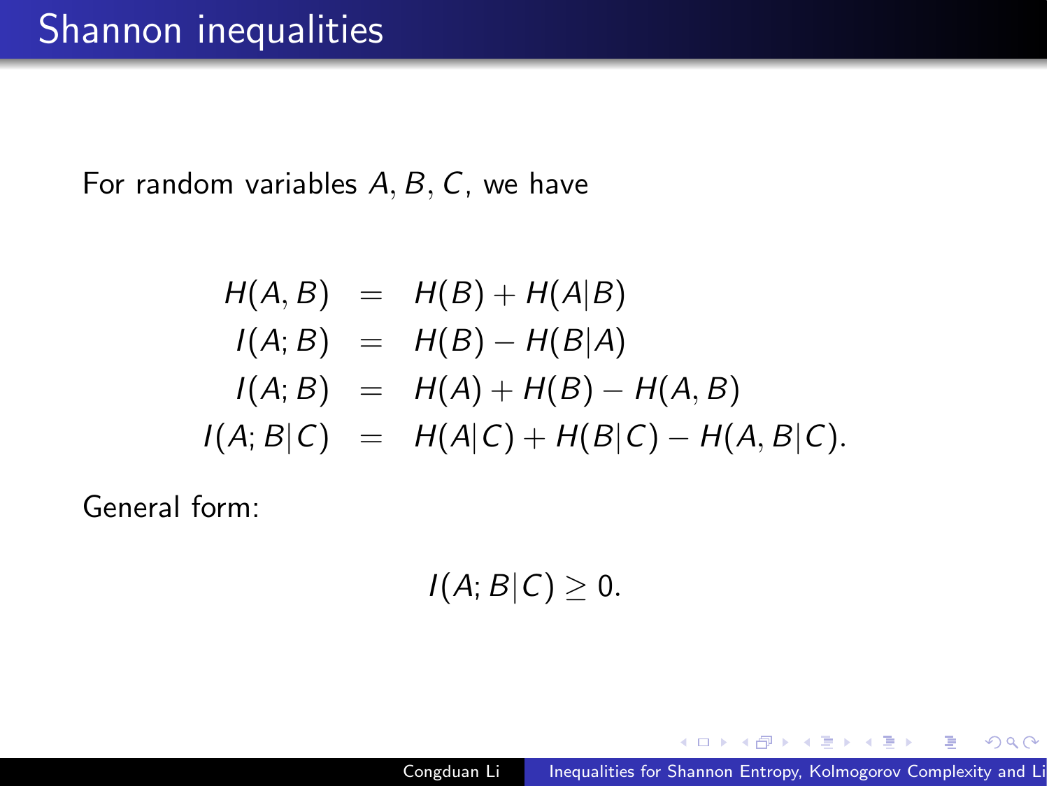# Shannon inequalities

For random variables $A, B, C$, we have

$$
\begin{aligned}
H(A, B) &= H(B) + H(A|B) \\
I(A; B) &= H(B) - H(B|A) \\
I(A; B) &= H(A) + H(B) - H(A, B) \\
I(A; B|C) &= H(A|C) + H(B|C) - H(A, B|C).
\end{aligned}
$$

General form:

$$
I(A; B|C) \geq 0.
$$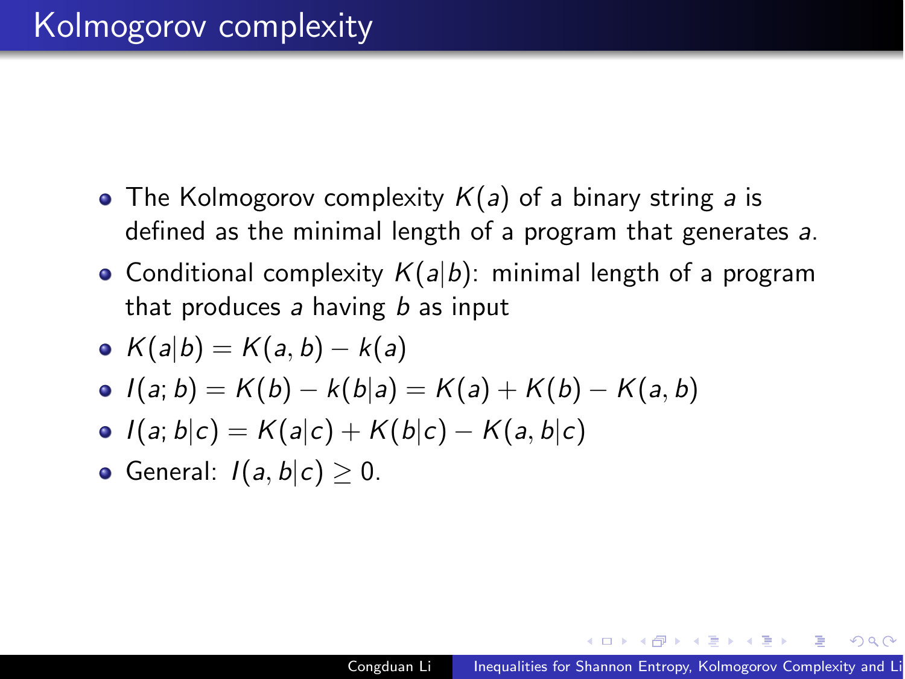# Kolmogorov complexity

- The Kolmogorov complexity $K(a)$ of a binary string $a$ is defined as the minimal length of a program that generates $a$.
- Conditional complexity $K(a|b)$: minimal length of a program that produces $a$ having $b$ as input
- $K(a|b) = K(a, b) - k(a)$
- $I(a; b) = K(b) - k(b|a) = K(a) + K(b) - K(a, b)$
- $I(a; b|c) = K(a|c) + K(b|c) - K(a, b|c)$
- General: $I(a, b|c) \geq 0$.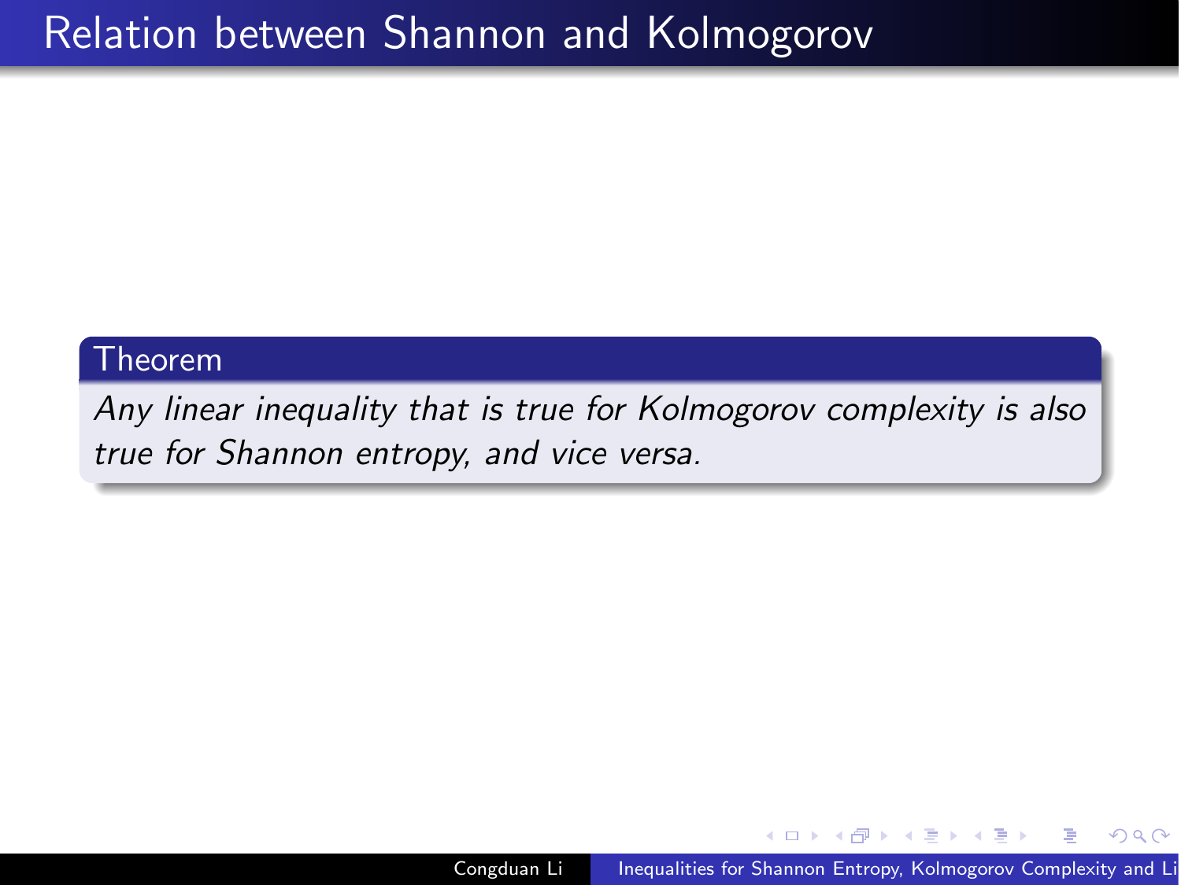# Relation between Shannon and Kolmogorov

**Theorem**

*Any linear inequality that is true for Kolmogorov complexity is also true for Shannon entropy, and vice versa.*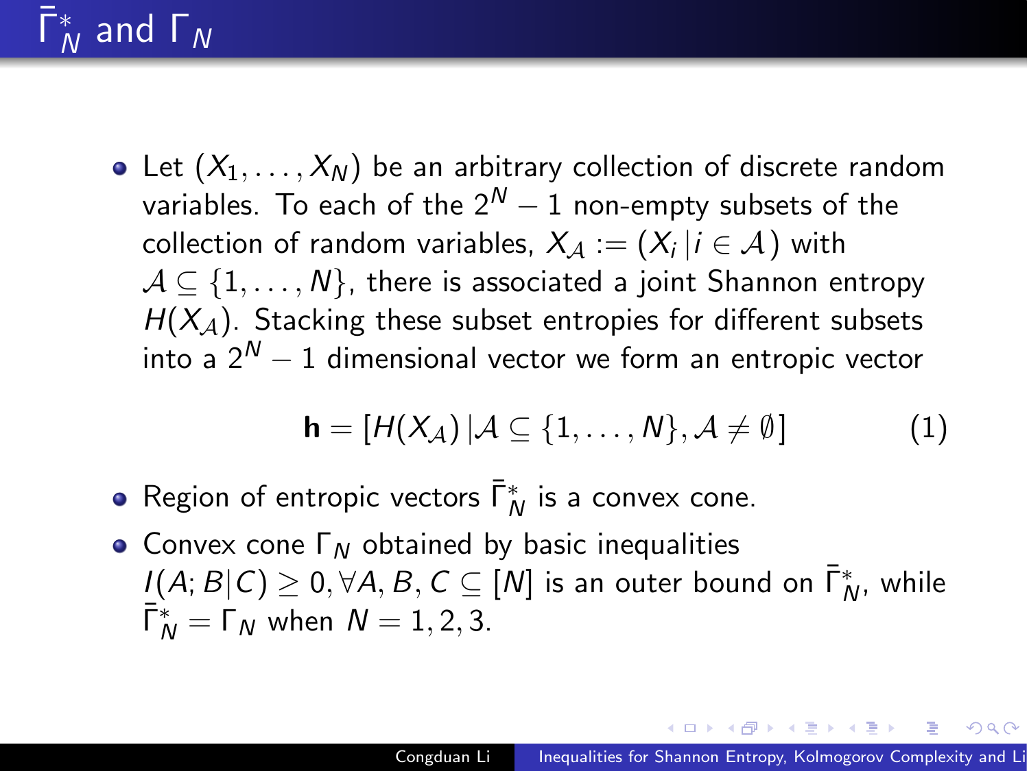# $\bar{\Gamma}_N^*$ and $\Gamma_N$

- Let $(X_1, \ldots, X_N)$ be an arbitrary collection of discrete random variables. To each of the $2^N - 1$ non-empty subsets of the collection of random variables, $X_{\mathcal{A}} := (X_i \,|\, i \in \mathcal{A})$ with $\mathcal{A} \subseteq \{1, \ldots, N\}$, there is associated a joint Shannon entropy $H(X_{\mathcal{A}})$. Stacking these subset entropies for different subsets into a $2^N - 1$ dimensional vector we form an entropic vector

$$\mathbf{h} = [H(X_{\mathcal{A}}) \,|\, \mathcal{A} \subseteq \{1, \ldots, N\}, \mathcal{A} \neq \emptyset] \tag{1}$$

- Region of entropic vectors $\bar{\Gamma}_N^*$ is a convex cone.
- Convex cone $\Gamma_N$ obtained by basic inequalities $I(A; B|C) \geq 0, \forall A, B, C \subseteq [N]$ is an outer bound on $\bar{\Gamma}_N^*$, while $\bar{\Gamma}_N^* = \Gamma_N$ when $N = 1, 2, 3$.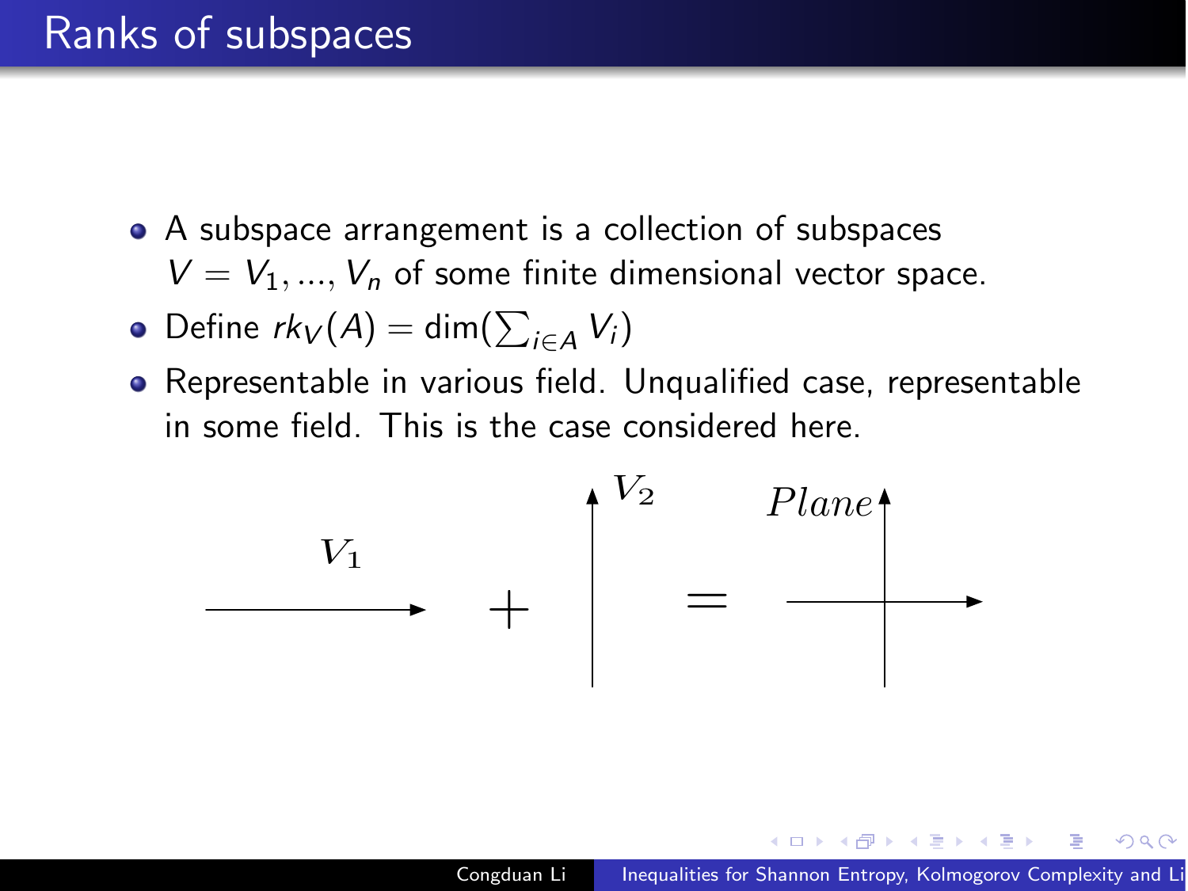# Ranks of subspaces

- A subspace arrangement is a collection of subspaces $V = V_1, ..., V_n$ of some finite dimensional vector space.
- Define $rk_V(A) = \dim(\sum_{i \in A} V_i)$
- Representable in various field. Unqualified case, representable in some field. This is the case considered here.

$V_1$ + $V_2$ = $Plane$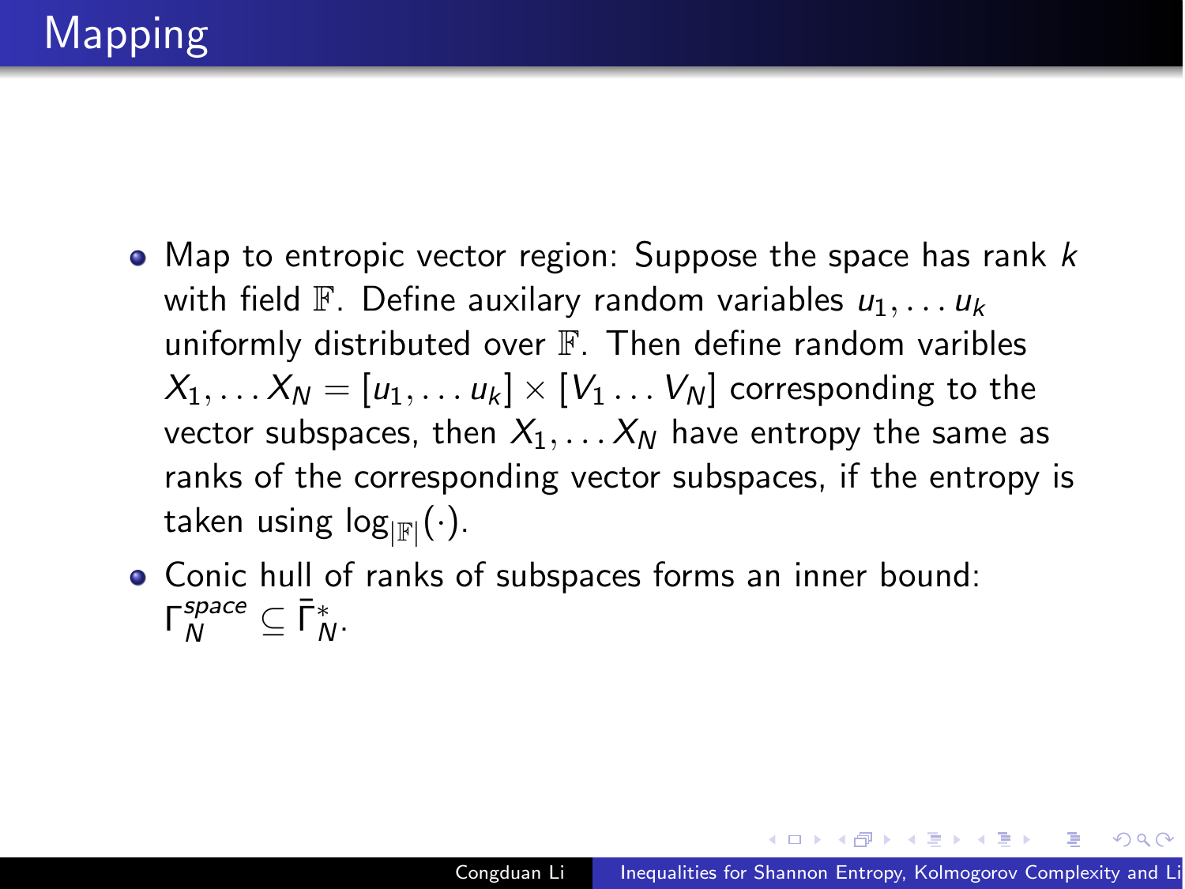# Mapping

- Map to entropic vector region: Suppose the space has rank $k$ with field $\mathbb{F}$. Define auxilary random variables $u_1, \ldots u_k$ uniformly distributed over $\mathbb{F}$. Then define random varibles $X_1, \ldots X_N = [u_1, \ldots u_k] \times [V_1 \ldots V_N]$ corresponding to the vector subspaces, then $X_1, \ldots X_N$ have entropy the same as ranks of the corresponding vector subspaces, if the entropy is taken using $\log_{|\mathbb{F}|}(\cdot)$.
- Conic hull of ranks of subspaces forms an inner bound: $\Gamma_N^{space} \subseteq \bar{\Gamma}_N^*$.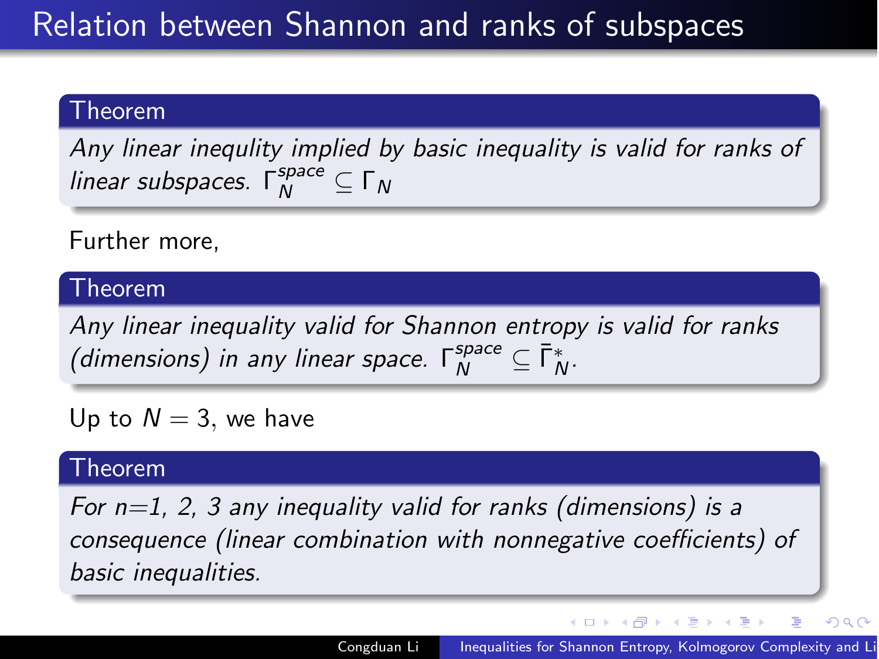# Relation between Shannon and ranks of subspaces

**Theorem**

*Any linear inequlity implied by basic inequality is valid for ranks of linear subspaces.* $\Gamma_N^{space} \subseteq \Gamma_N$

Further more,

**Theorem**

*Any linear inequality valid for Shannon entropy is valid for ranks (dimensions) in any linear space.* $\Gamma_N^{space} \subseteq \bar{\Gamma}_N^*$.

Up to $N = 3$, we have

**Theorem**

*For n=1, 2, 3 any inequality valid for ranks (dimensions) is a consequence (linear combination with nonnegative coefficients) of basic inequalities.*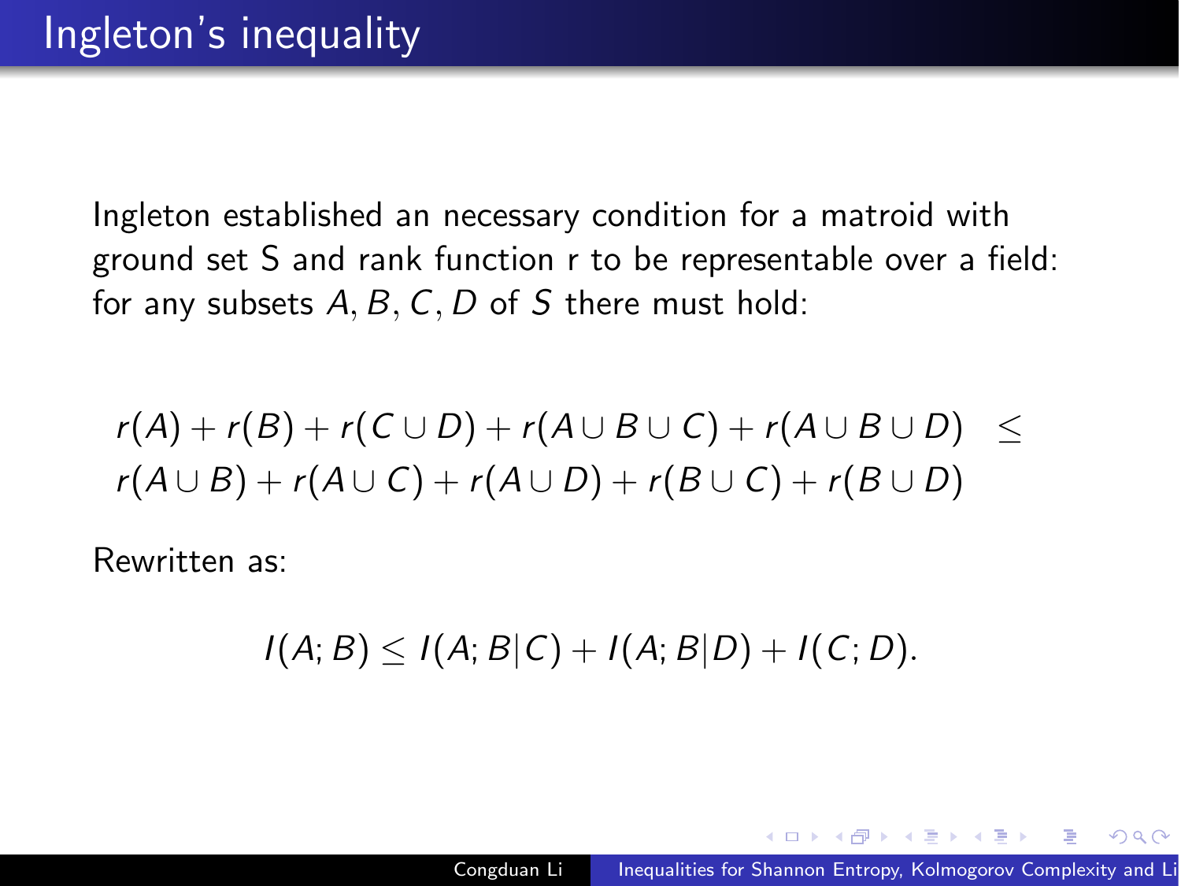# Ingleton's inequality

Ingleton established an necessary condition for a matroid with ground set S and rank function r to be representable over a field: for any subsets $A, B, C, D$ of $S$ there must hold:

$$
\begin{aligned}
r(A) + r(B) + r(C \cup D) + r(A \cup B \cup C) + r(A \cup B \cup D) \quad &\leq \\
r(A \cup B) + r(A \cup C) + r(A \cup D) + r(B \cup C) + r(B \cup D) &
\end{aligned}
$$

Rewritten as:

$$
I(A; B) \leq I(A; B|C) + I(A; B|D) + I(C; D).
$$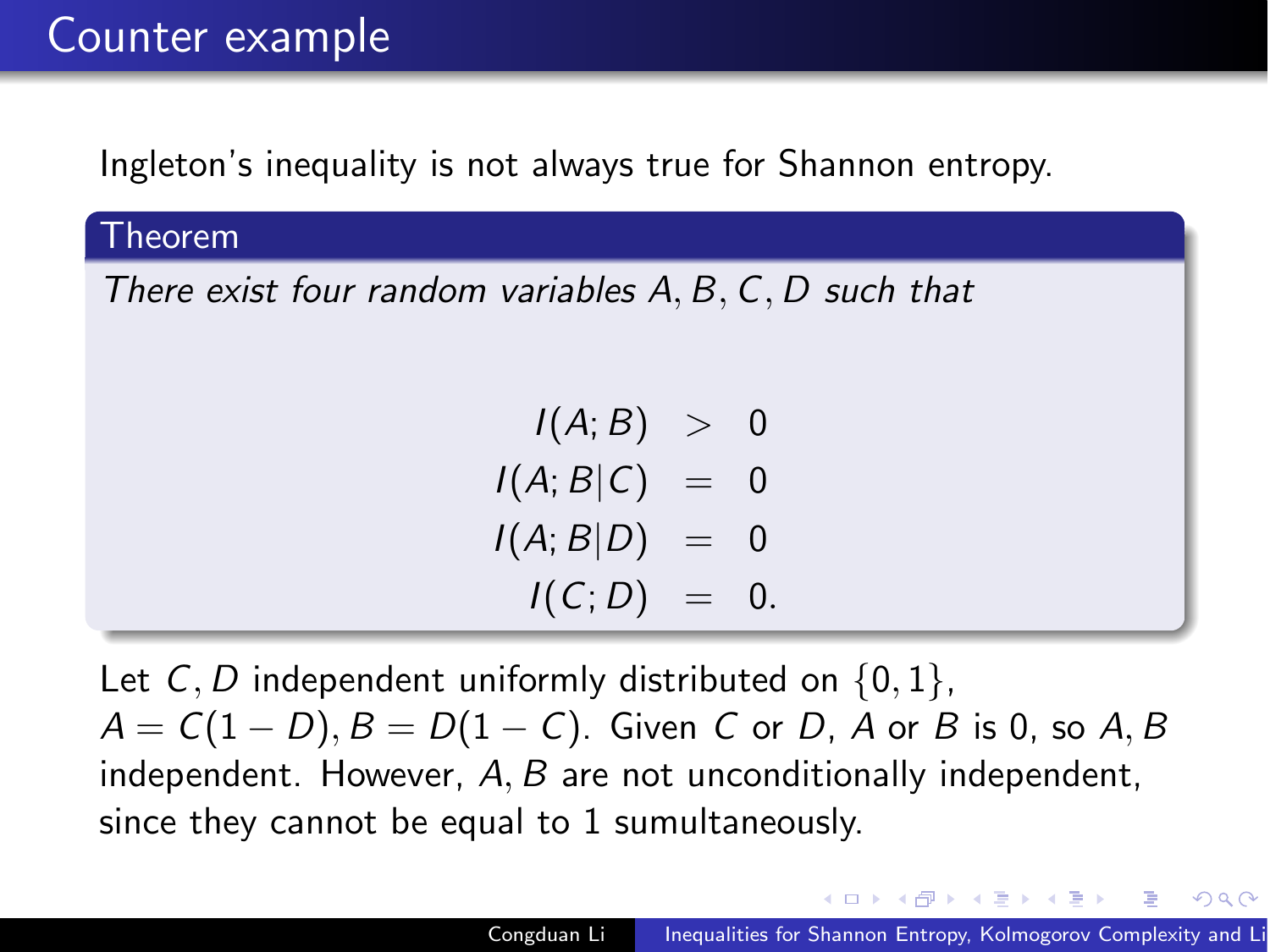# Counter example

Ingleton's inequality is not always true for Shannon entropy.

**Theorem**

*There exist four random variables $A, B, C, D$ such that*

$$
\begin{aligned}
I(A;B) &> 0 \\
I(A;B|C) &= 0 \\
I(A;B|D) &= 0 \\
I(C;D) &= 0.
\end{aligned}
$$

Let $C, D$ independent uniformly distributed on $\{0,1\}$, $A = C(1-D), B = D(1-C)$. Given $C$ or $D$, $A$ or $B$ is 0, so $A, B$ independent. However, $A, B$ are not unconditionally independent, since they cannot be equal to 1 sumultaneously.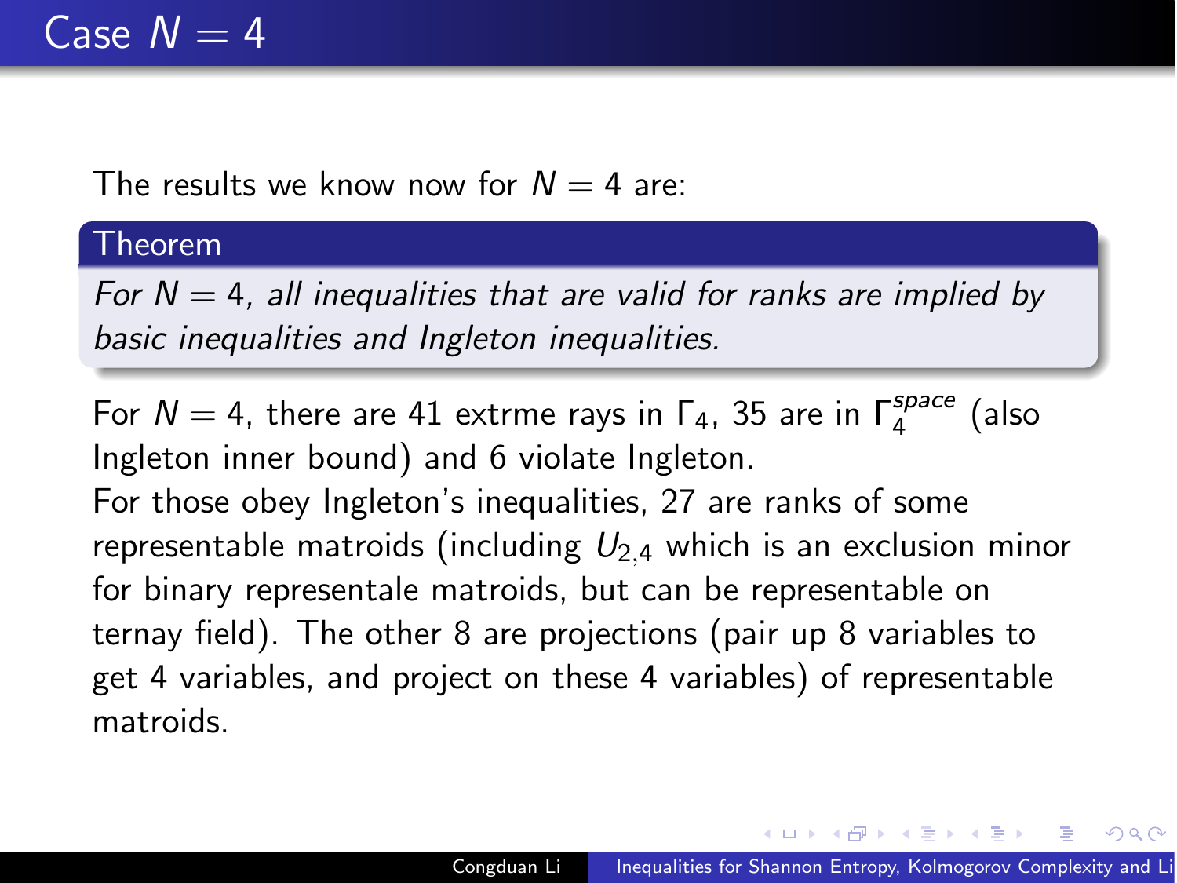# Case $N = 4$

The results we know now for $N = 4$ are:

**Theorem**

*For $N = 4$, all inequalities that are valid for ranks are implied by basic inequalities and Ingleton inequalities.*

For $N = 4$, there are 41 extrme rays in $\Gamma_4$, 35 are in $\Gamma_4^{space}$ (also Ingleton inner bound) and 6 violate Ingleton.
For those obey Ingleton's inequalities, 27 are ranks of some representable matroids (including $U_{2,4}$ which is an exclusion minor for binary representale matroids, but can be representable on ternay field). The other 8 are projections (pair up 8 variables to get 4 variables, and project on these 4 variables) of representable matroids.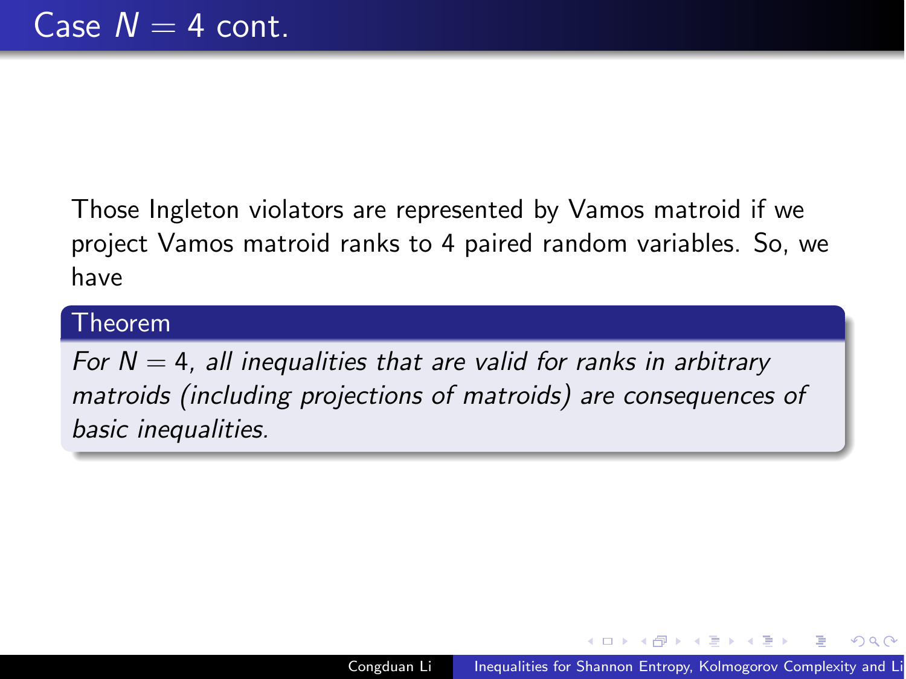# Case $N = 4$ cont.

Those Ingleton violators are represented by Vamos matroid if we project Vamos matroid ranks to 4 paired random variables. So, we have

**Theorem**

*For $N = 4$, all inequalities that are valid for ranks in arbitrary matroids (including projections of matroids) are consequences of basic inequalities.*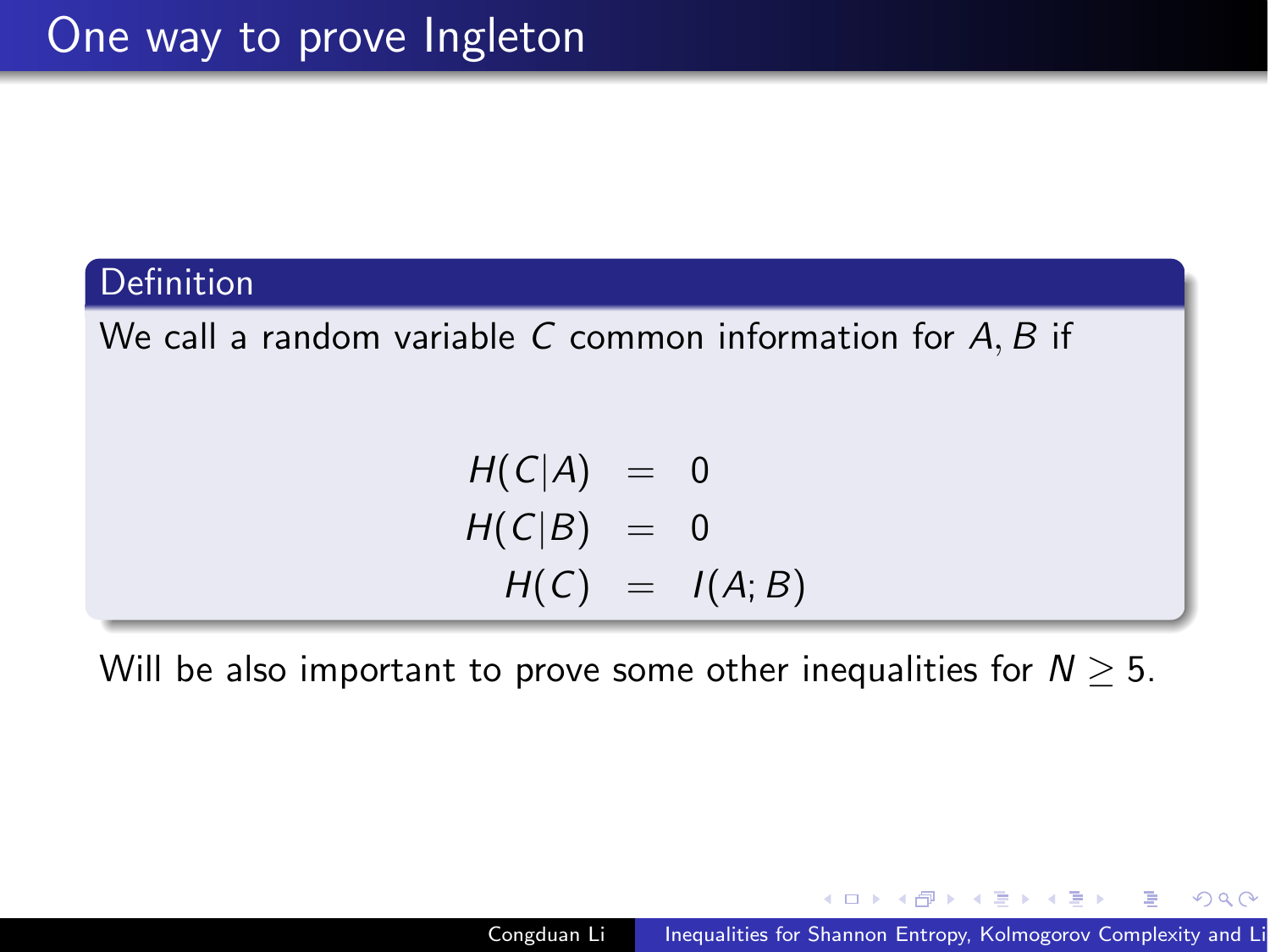# One way to prove Ingleton

**Definition**

We call a random variable $C$ common information for $A, B$ if

$$
\begin{aligned}
H(C|A) &= 0 \\
H(C|B) &= 0 \\
H(C) &= I(A;B)
\end{aligned}
$$

Will be also important to prove some other inequalities for $N \geq 5$.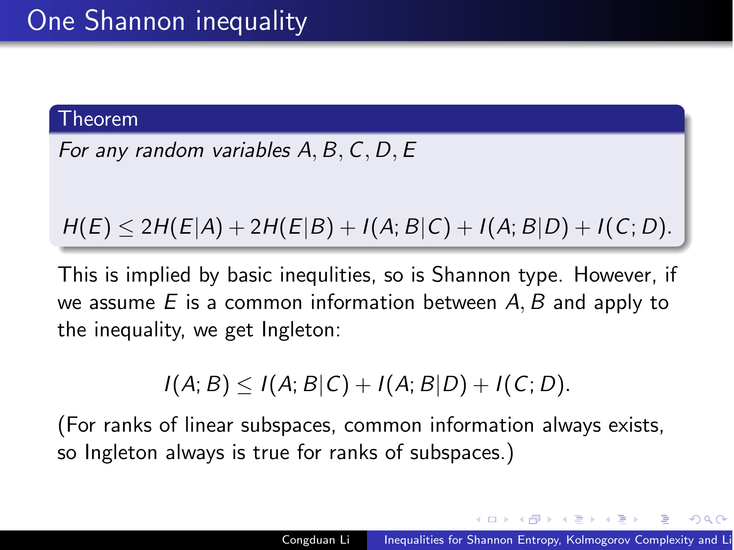# One Shannon inequality

**Theorem**

*For any random variables $A, B, C, D, E$*

$$H(E) \leq 2H(E|A) + 2H(E|B) + I(A;B|C) + I(A;B|D) + I(C;D).$$

This is implied by basic inequlities, so is Shannon type. However, if we assume $E$ is a common information between $A, B$ and apply to the inequality, we get Ingleton:

$$I(A;B) \leq I(A;B|C) + I(A;B|D) + I(C;D).$$

(For ranks of linear subspaces, common information always exists, so Ingleton always is true for ranks of subspaces.)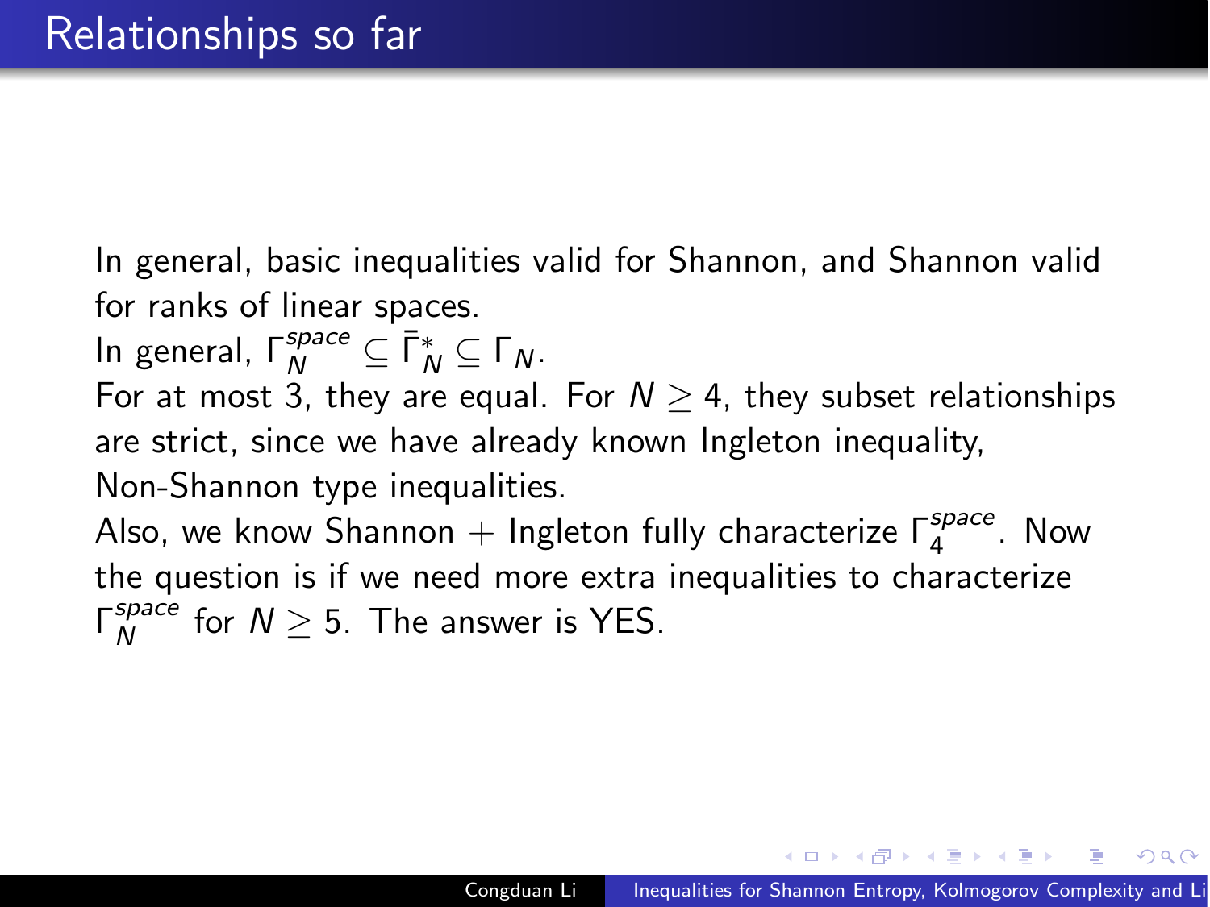# Relationships so far

In general, basic inequalities valid for Shannon, and Shannon valid for ranks of linear spaces.

In general, $\Gamma_N^{space} \subseteq \bar{\Gamma}_N^* \subseteq \Gamma_N$.

For at most 3, they are equal. For $N \geq 4$, they subset relationships are strict, since we have already known Ingleton inequality, Non-Shannon type inequalities.

Also, we know Shannon + Ingleton fully characterize $\Gamma_4^{space}$. Now the question is if we need more extra inequalities to characterize $\Gamma_N^{space}$ for $N \geq 5$. The answer is YES.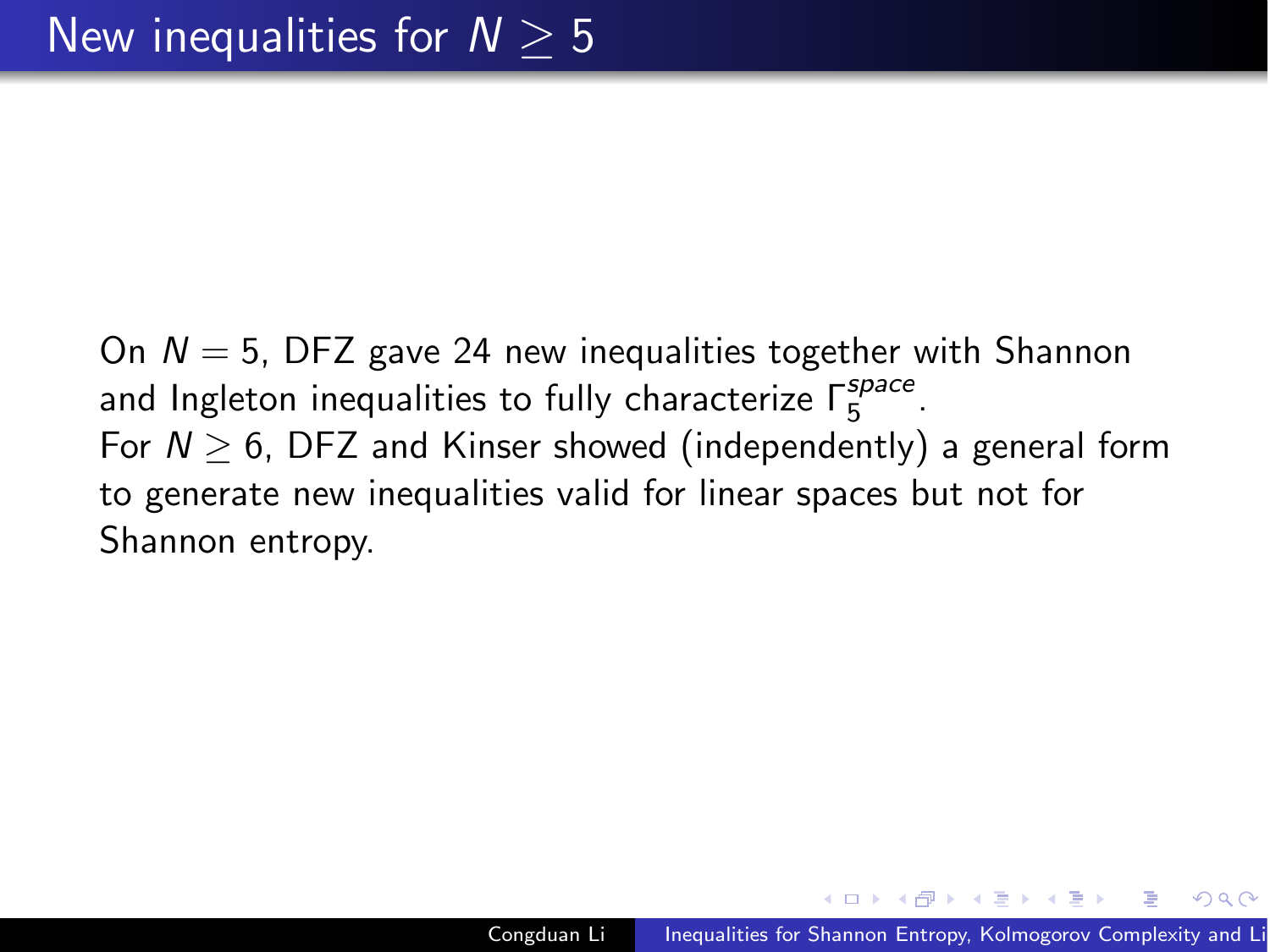# New inequalities for $N \geq 5$

On $N = 5$, DFZ gave 24 new inequalities together with Shannon and Ingleton inequalities to fully characterize $\Gamma_5^{space}$.
For $N \geq 6$, DFZ and Kinser showed (independently) a general form to generate new inequalities valid for linear spaces but not for Shannon entropy.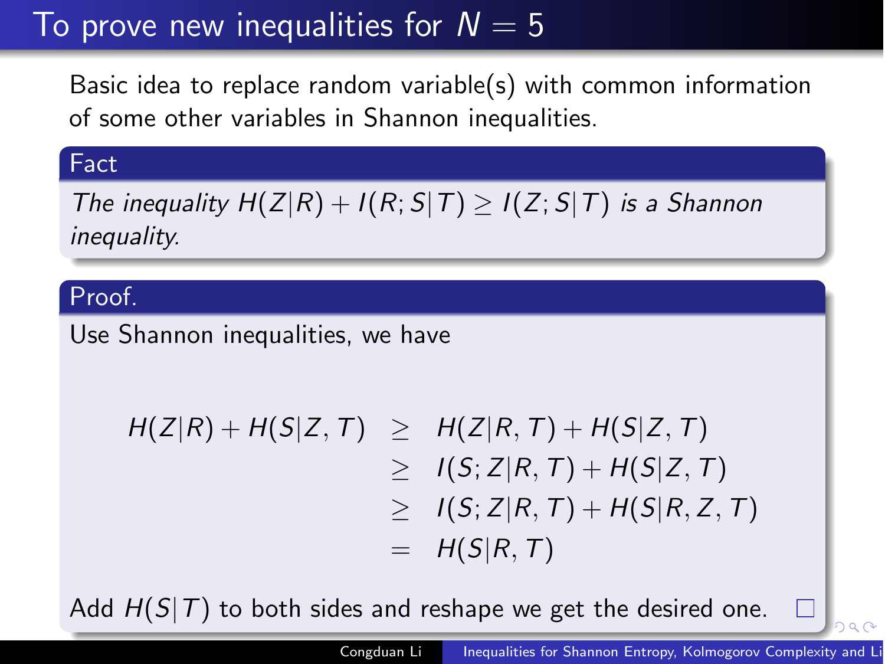# To prove new inequalities for $N = 5$

Basic idea to replace random variable(s) with common information of some other variables in Shannon inequalities.

**Fact**

*The inequality $H(Z|R) + I(R;S|T) \geq I(Z;S|T)$ is a Shannon inequality.*

**Proof.**

Use Shannon inequalities, we have

$$
\begin{aligned}
H(Z|R) + H(S|Z,T) &\geq H(Z|R,T) + H(S|Z,T) \\
&\geq I(S;Z|R,T) + H(S|Z,T) \\
&\geq I(S;Z|R,T) + H(S|R,Z,T) \\
&= H(S|R,T)
\end{aligned}
$$

Add $H(S|T)$ to both sides and reshape we get the desired one. □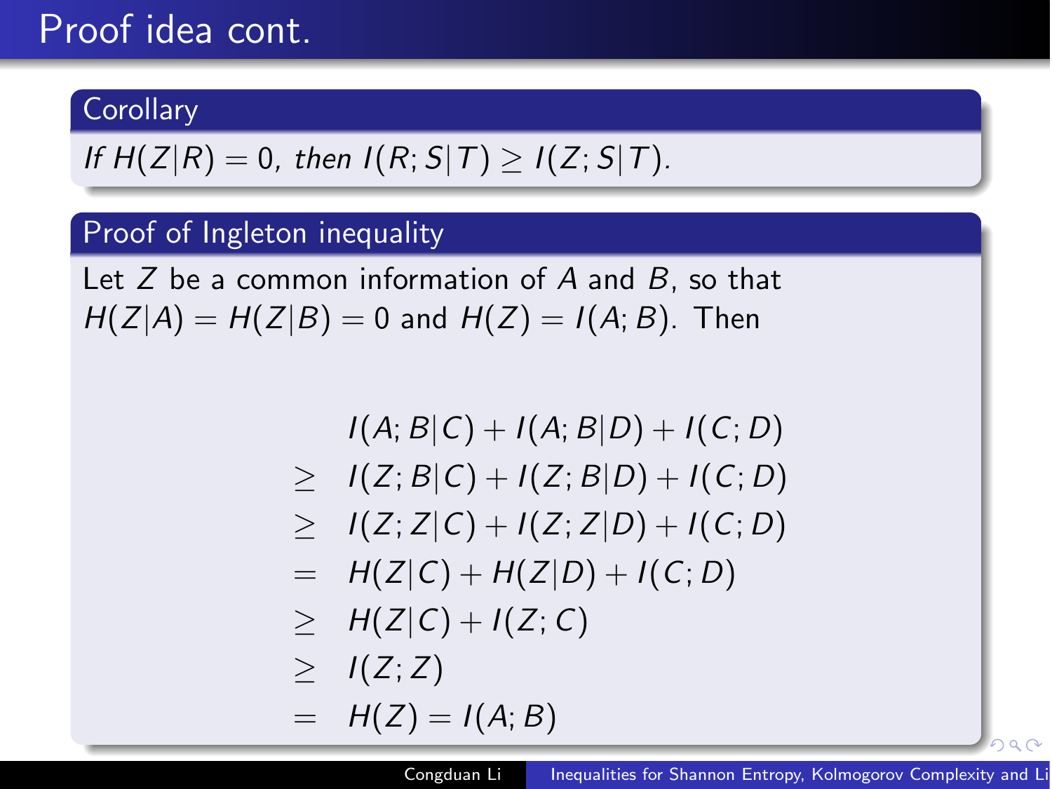# Proof idea cont.

### Corollary

*If $H(Z|R) = 0$, then $I(R; S|T) \geq I(Z; S|T)$.*

### Proof of Ingleton inequality

Let $Z$ be a common information of $A$ and $B$, so that $H(Z|A) = H(Z|B) = 0$ and $H(Z) = I(A; B)$. Then

$$
\begin{aligned}
& I(A; B|C) + I(A; B|D) + I(C; D) \\
\geq \; & I(Z; B|C) + I(Z; B|D) + I(C; D) \\
\geq \; & I(Z; Z|C) + I(Z; Z|D) + I(C; D) \\
= \; & H(Z|C) + H(Z|D) + I(C; D) \\
\geq \; & H(Z|C) + I(Z; C) \\
\geq \; & I(Z; Z) \\
= \; & H(Z) = I(A; B)
\end{aligned}
$$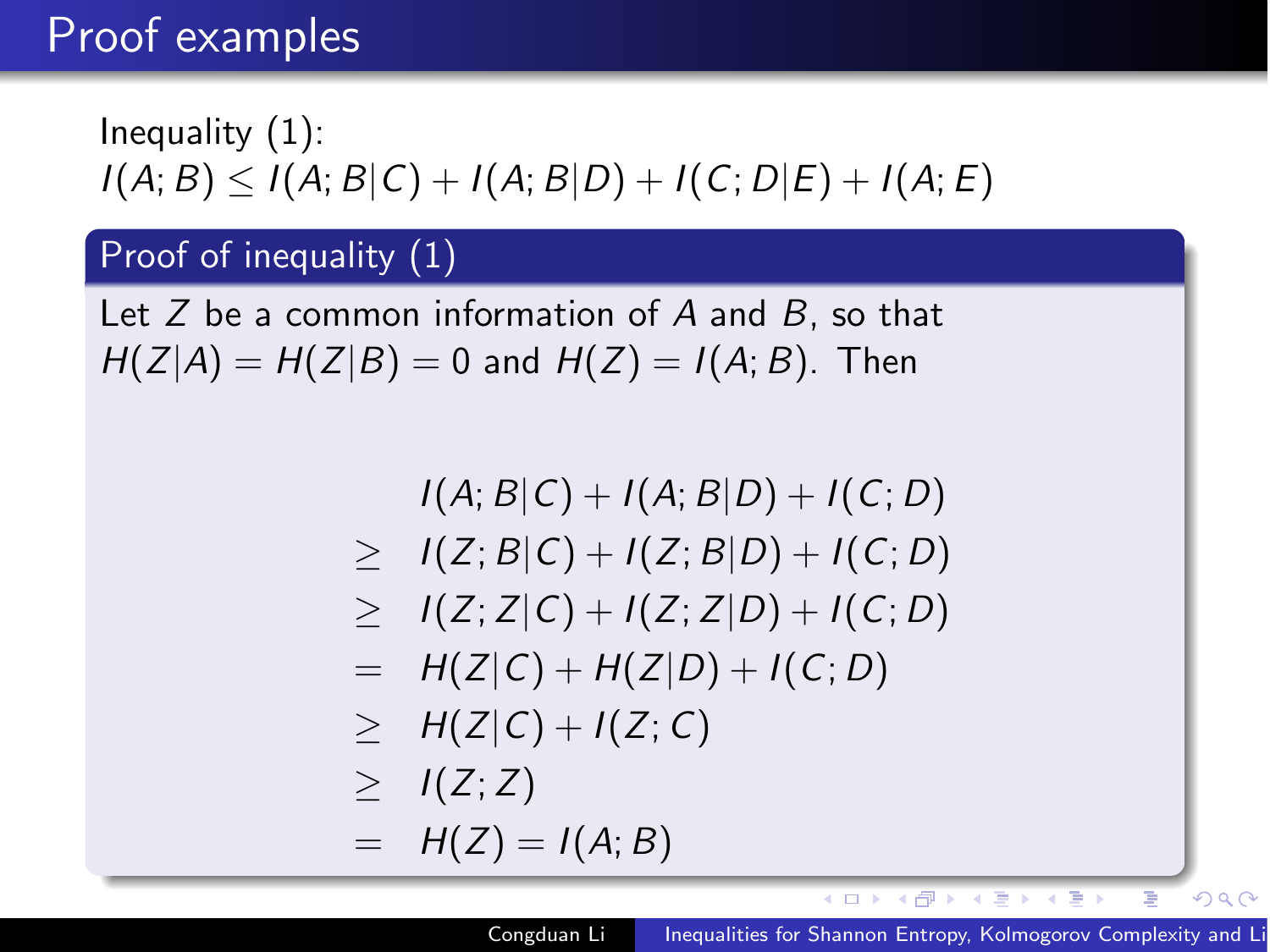# Proof examples

Inequality (1):
$I(A;B) \leq I(A;B|C) + I(A;B|D) + I(C;D|E) + I(A;E)$

## Proof of inequality (1)

Let $Z$ be a common information of $A$ and $B$, so that $H(Z|A) = H(Z|B) = 0$ and $H(Z) = I(A;B)$. Then

$$
\begin{aligned}
& I(A;B|C) + I(A;B|D) + I(C;D) \\
\geq \; & I(Z;B|C) + I(Z;B|D) + I(C;D) \\
\geq \; & I(Z;Z|C) + I(Z;Z|D) + I(C;D) \\
= \; & H(Z|C) + H(Z|D) + I(C;D) \\
\geq \; & H(Z|C) + I(Z;C) \\
\geq \; & I(Z;Z) \\
= \; & H(Z) = I(A;B)
\end{aligned}
$$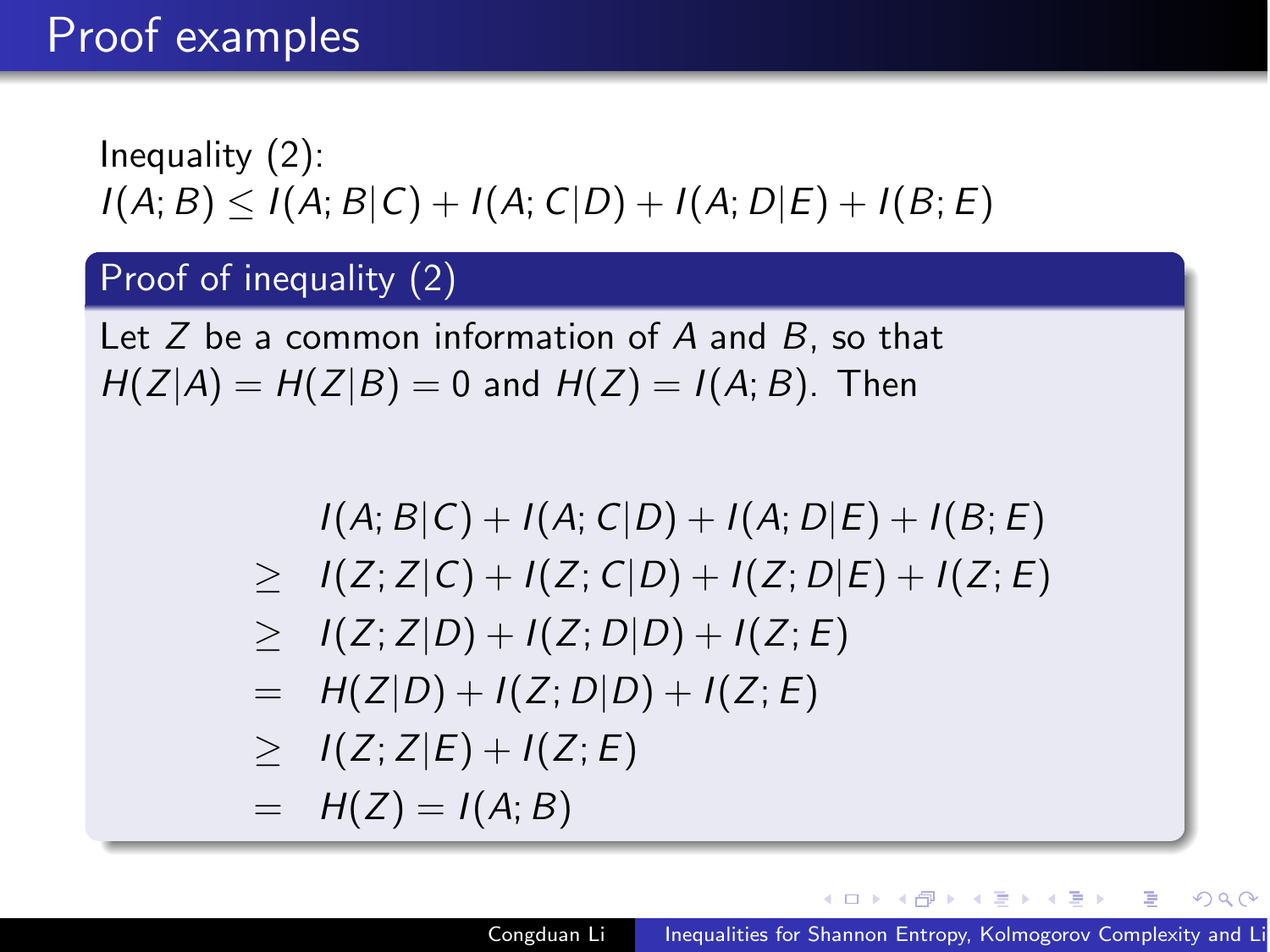# Proof examples

Inequality (2):
$I(A;B) \leq I(A;B|C) + I(A;C|D) + I(A;D|E) + I(B;E)$

### Proof of inequality (2)

Let $Z$ be a common information of $A$ and $B$, so that $H(Z|A) = H(Z|B) = 0$ and $H(Z) = I(A;B)$. Then

$$
\begin{aligned}
& I(A;B|C) + I(A;C|D) + I(A;D|E) + I(B;E) \\
\geq\ & I(Z;Z|C) + I(Z;C|D) + I(Z;D|E) + I(Z;E) \\
\geq\ & I(Z;Z|D) + I(Z;D|D) + I(Z;E) \\
=\ & H(Z|D) + I(Z;D|D) + I(Z;E) \\
\geq\ & I(Z;Z|E) + I(Z;E) \\
=\ & H(Z) = I(A;B)
\end{aligned}
$$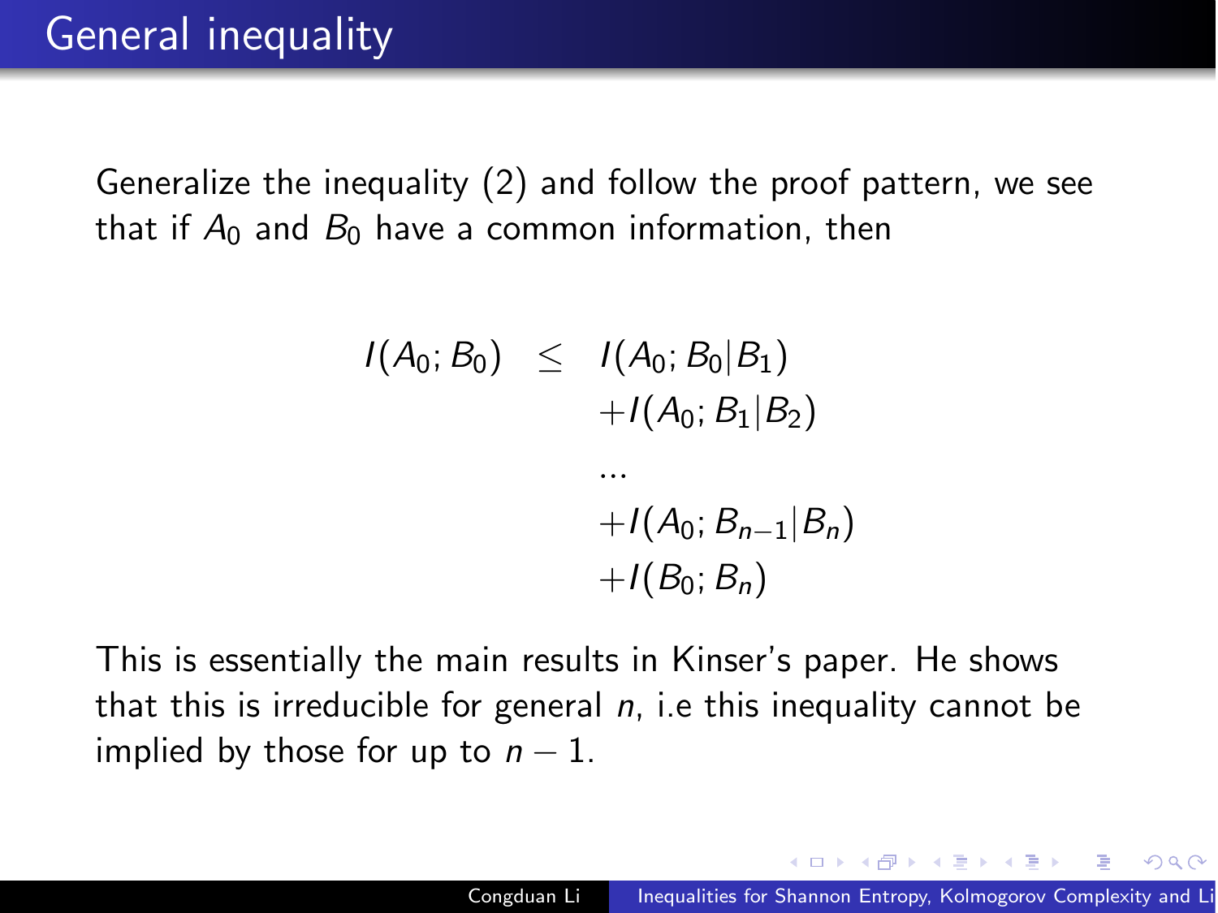# General inequality

Generalize the inequality (2) and follow the proof pattern, we see that if $A_0$ and $B_0$ have a common information, then

$$
\begin{aligned}
I(A_0; B_0) \leq \; & I(A_0; B_0|B_1) \\
& + I(A_0; B_1|B_2) \\
& \dots \\
& + I(A_0; B_{n-1}|B_n) \\
& + I(B_0; B_n)
\end{aligned}
$$

This is essentially the main results in Kinser's paper. He shows that this is irreducible for general $n$, i.e this inequality cannot be implied by those for up to $n-1$.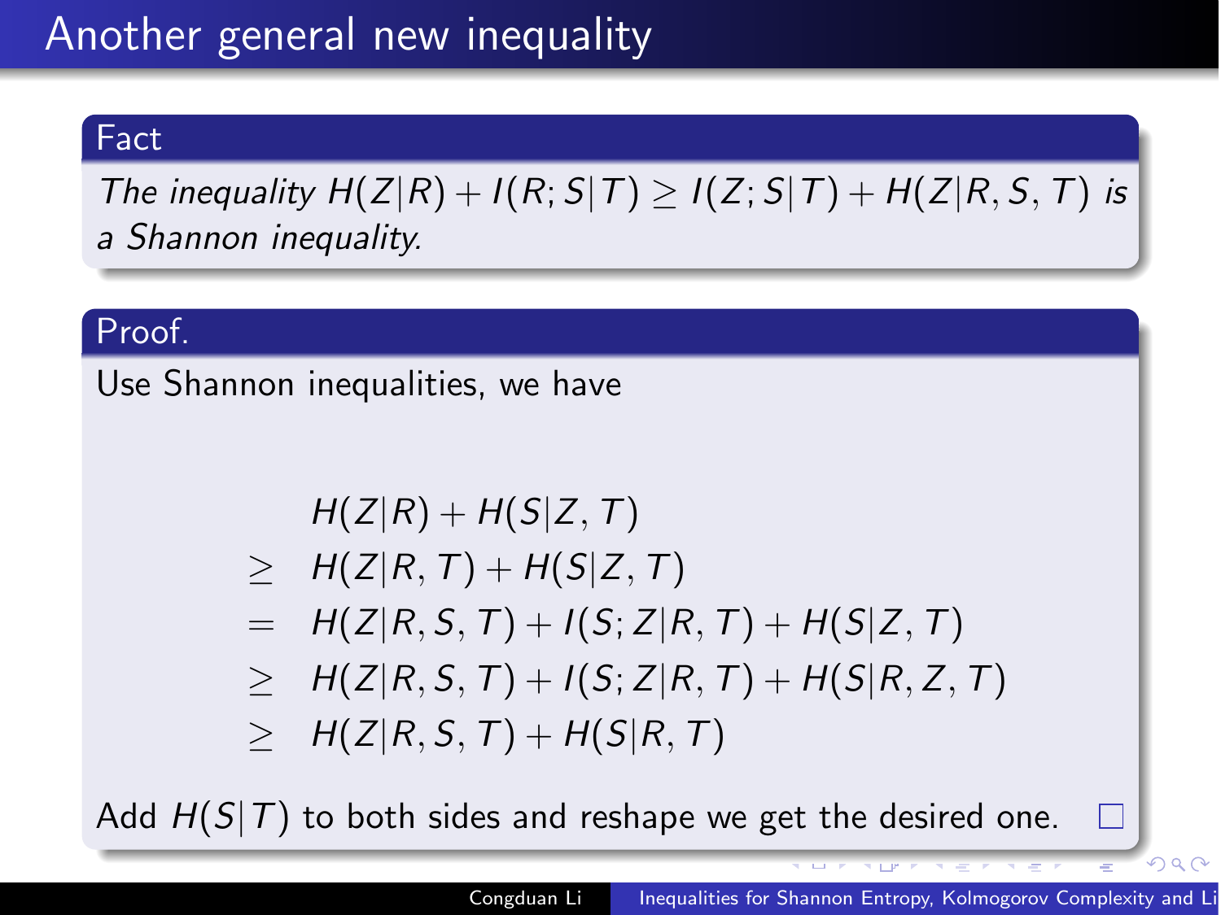# Another general new inequality

**Fact**

*The inequality $H(Z|R) + I(R;S|T) \geq I(Z;S|T) + H(Z|R,S,T)$ is a Shannon inequality.*

**Proof.**

Use Shannon inequalities, we have

$$
\begin{aligned}
& H(Z|R) + H(S|Z,T) \\
\geq\ & H(Z|R,T) + H(S|Z,T) \\
=\ & H(Z|R,S,T) + I(S;Z|R,T) + H(S|Z,T) \\
\geq\ & H(Z|R,S,T) + I(S;Z|R,T) + H(S|R,Z,T) \\
\geq\ & H(Z|R,S,T) + H(S|R,T)
\end{aligned}
$$

Add $H(S|T)$ to both sides and reshape we get the desired one. □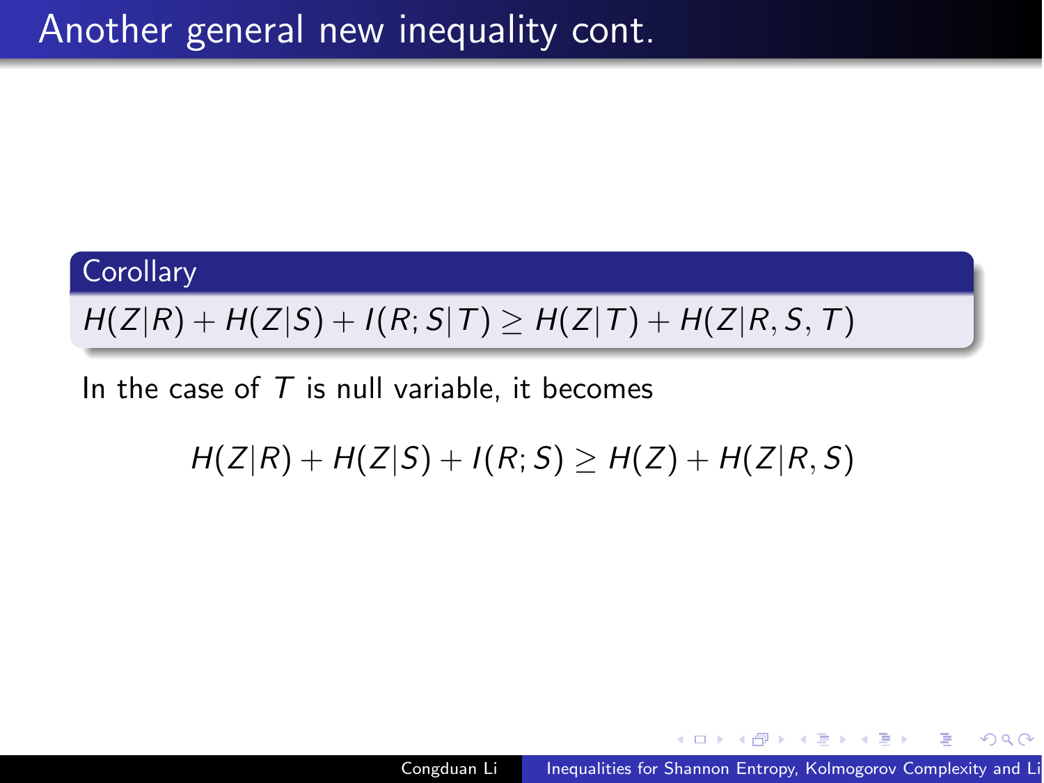# Another general new inequality cont.

**Corollary**

$H(Z|R) + H(Z|S) + I(R;S|T) \geq H(Z|T) + H(Z|R,S,T)$

In the case of $T$ is null variable, it becomes

$$H(Z|R) + H(Z|S) + I(R;S) \geq H(Z) + H(Z|R,S)$$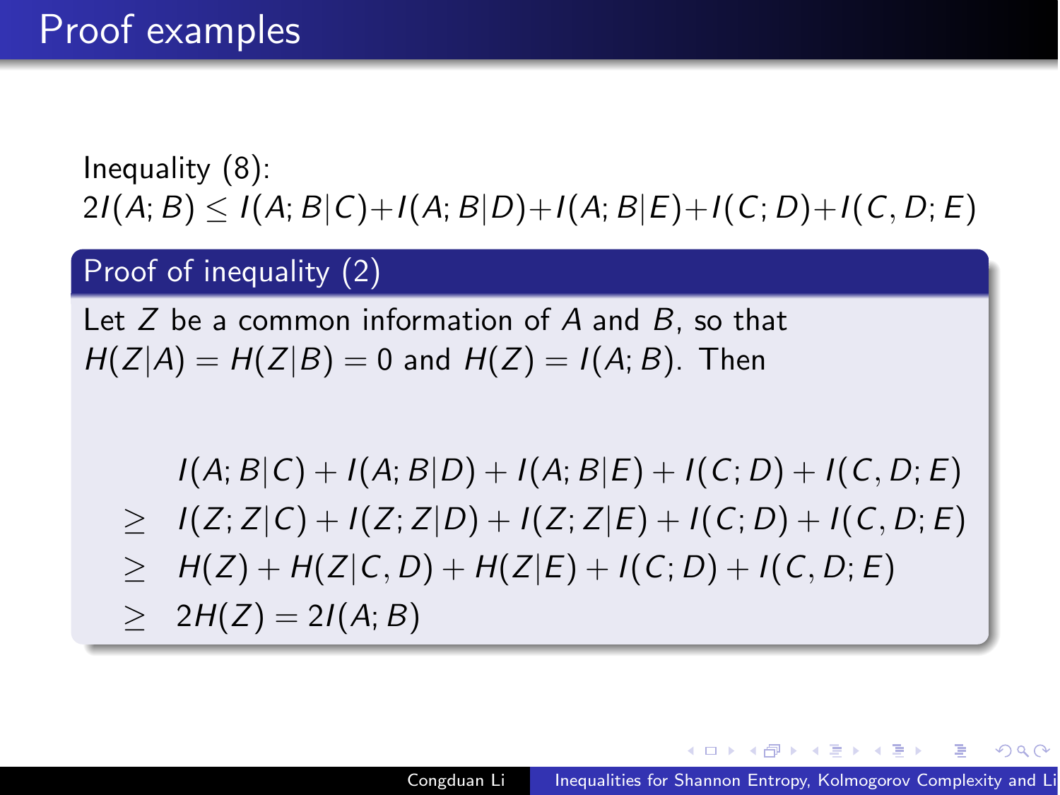# Proof examples

Inequality (8):
$2I(A;B) \leq I(A;B|C)+I(A;B|D)+I(A;B|E)+I(C;D)+I(C,D;E)$

### Proof of inequality (2)

Let $Z$ be a common information of $A$ and $B$, so that $H(Z|A) = H(Z|B) = 0$ and $H(Z) = I(A;B)$. Then

$$
\begin{aligned}
& I(A;B|C) + I(A;B|D) + I(A;B|E) + I(C;D) + I(C,D;E) \\
\geq\ & I(Z;Z|C) + I(Z;Z|D) + I(Z;Z|E) + I(C;D) + I(C,D;E) \\
\geq\ & H(Z) + H(Z|C,D) + H(Z|E) + I(C;D) + I(C,D;E) \\
\geq\ & 2H(Z) = 2I(A;B)
\end{aligned}
$$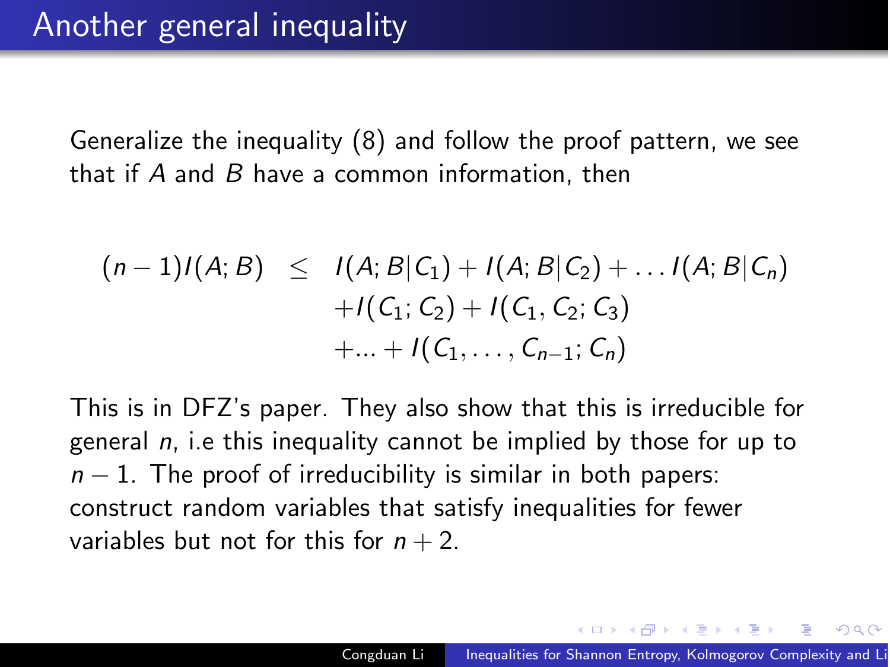# Another general inequality

Generalize the inequality (8) and follow the proof pattern, we see that if $A$ and $B$ have a common information, then

$$
\begin{aligned}
(n-1)I(A;B) \quad \leq \quad & I(A;B|C_1) + I(A;B|C_2) + \ldots I(A;B|C_n) \\
& + I(C_1;C_2) + I(C_1,C_2;C_3) \\
& + \ldots + I(C_1,\ldots,C_{n-1};C_n)
\end{aligned}
$$

This is in DFZ's paper. They also show that this is irreducible for general $n$, i.e this inequality cannot be implied by those for up to $n-1$. The proof of irreducibility is similar in both papers: construct random variables that satisfy inequalities for fewer variables but not for this for $n+2$.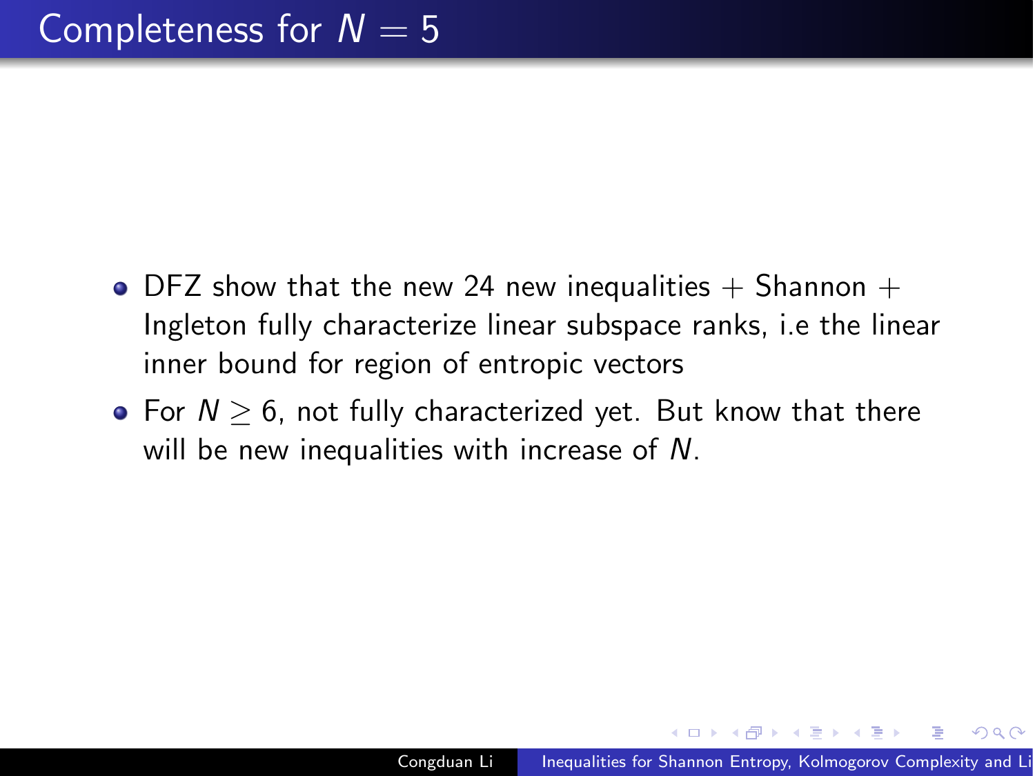# Completeness for $N = 5$

- DFZ show that the new 24 new inequalities + Shannon + Ingleton fully characterize linear subspace ranks, i.e the linear inner bound for region of entropic vectors
- For $N \geq 6$, not fully characterized yet. But know that there will be new inequalities with increase of $N$.